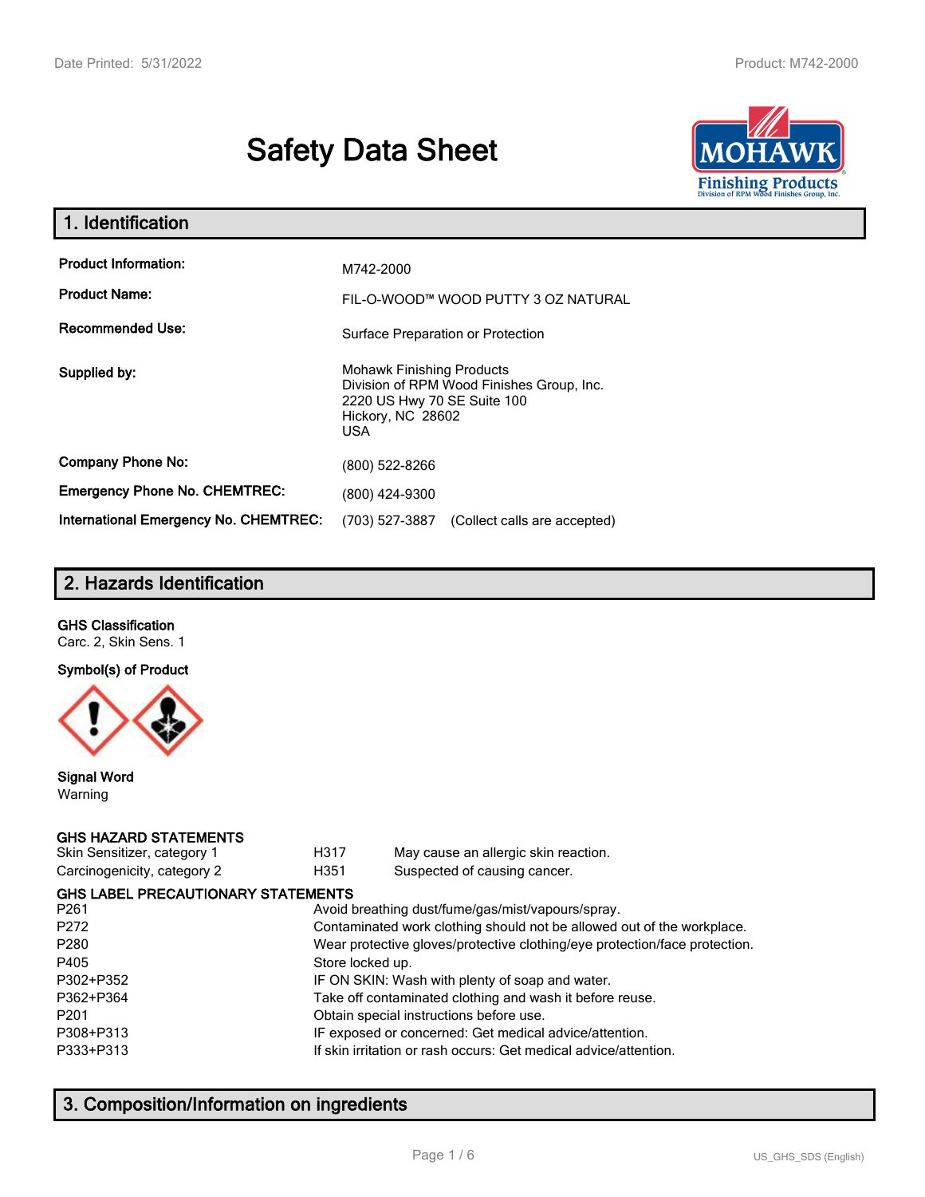# Safety Data Sheet

## 1. Identification

| | |
|---|---|
| **Product Information:** | M742-2000 |
| **Product Name:** | FIL-O-WOOD™ WOOD PUTTY 3 OZ NATURAL |
| **Recommended Use:** | Surface Preparation or Protection |
| **Supplied by:** | Mohawk Finishing Products<br>Division of RPM Wood Finishes Group, Inc.<br>2220 US Hwy 70 SE Suite 100<br>Hickory, NC 28602<br>USA |
| **Company Phone No:** | (800) 522-8266 |
| **Emergency Phone No. CHEMTREC:** | (800) 424-9300 |
| **International Emergency No. CHEMTREC:** | (703) 527-3887 (Collect calls are accepted) |

## 2. Hazards Identification

**GHS Classification**

Carc. 2, Skin Sens. 1

**Symbol(s) of Product**

**Signal Word**

Warning

**GHS HAZARD STATEMENTS**

| | | |
|---|---|---|
| Skin Sensitizer, category 1 | H317 | May cause an allergic skin reaction. |
| Carcinogenicity, category 2 | H351 | Suspected of causing cancer. |

**GHS LABEL PRECAUTIONARY STATEMENTS**

| | |
|---|---|
| P261 | Avoid breathing dust/fume/gas/mist/vapours/spray. |
| P272 | Contaminated work clothing should not be allowed out of the workplace. |
| P280 | Wear protective gloves/protective clothing/eye protection/face protection. |
| P405 | Store locked up. |
| P302+P352 | IF ON SKIN: Wash with plenty of soap and water. |
| P362+P364 | Take off contaminated clothing and wash it before reuse. |
| P201 | Obtain special instructions before use. |
| P308+P313 | IF exposed or concerned: Get medical advice/attention. |
| P333+P313 | If skin irritation or rash occurs: Get medical advice/attention. |

## 3. Composition/Information on ingredients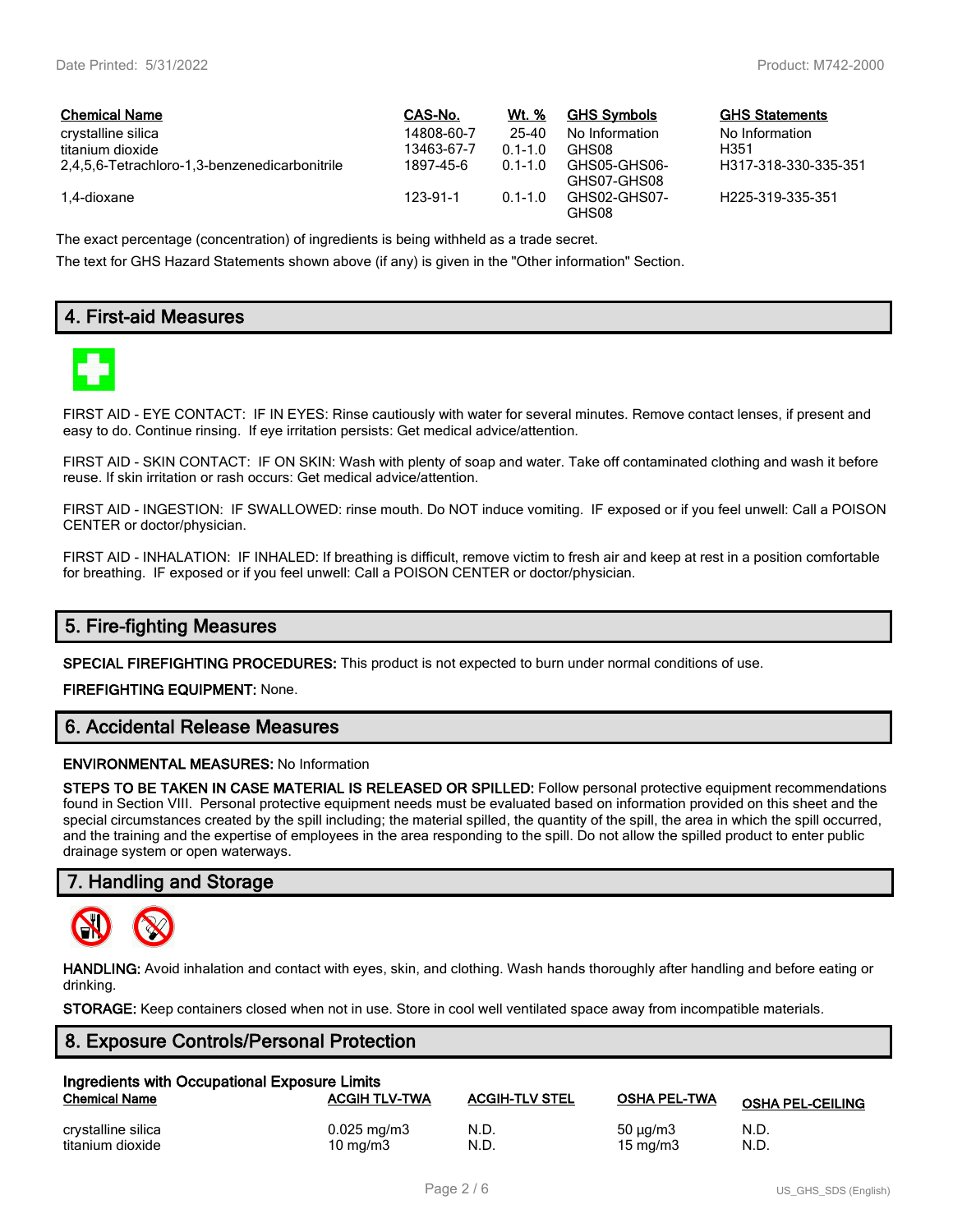| Chemical Name | CAS-No. | Wt. % | GHS Symbols | GHS Statements |
|---|---|---|---|---|
| crystalline silica | 14808-60-7 | 25-40 | No Information | No Information |
| titanium dioxide | 13463-67-7 | 0.1-1.0 | GHS08 | H351 |
| 2,4,5,6-Tetrachloro-1,3-benzenedicarbonitrile | 1897-45-6 | 0.1-1.0 | GHS05-GHS06-GHS07-GHS08 | H317-318-330-335-351 |
| 1,4-dioxane | 123-91-1 | 0.1-1.0 | GHS02-GHS07-GHS08 | H225-319-335-351 |

The exact percentage (concentration) of ingredients is being withheld as a trade secret.

The text for GHS Hazard Statements shown above (if any) is given in the "Other information" Section.

## 4. First-aid Measures

FIRST AID - EYE CONTACT: IF IN EYES: Rinse cautiously with water for several minutes. Remove contact lenses, if present and easy to do. Continue rinsing. If eye irritation persists: Get medical advice/attention.

FIRST AID - SKIN CONTACT: IF ON SKIN: Wash with plenty of soap and water. Take off contaminated clothing and wash it before reuse. If skin irritation or rash occurs: Get medical advice/attention.

FIRST AID - INGESTION: IF SWALLOWED: rinse mouth. Do NOT induce vomiting. IF exposed or if you feel unwell: Call a POISON CENTER or doctor/physician.

FIRST AID - INHALATION: IF INHALED: If breathing is difficult, remove victim to fresh air and keep at rest in a position comfortable for breathing. IF exposed or if you feel unwell: Call a POISON CENTER or doctor/physician.

## 5. Fire-fighting Measures

**SPECIAL FIREFIGHTING PROCEDURES:** This product is not expected to burn under normal conditions of use.

**FIREFIGHTING EQUIPMENT:** None.

## 6. Accidental Release Measures

**ENVIRONMENTAL MEASURES:** No Information

**STEPS TO BE TAKEN IN CASE MATERIAL IS RELEASED OR SPILLED:** Follow personal protective equipment recommendations found in Section VIII. Personal protective equipment needs must be evaluated based on information provided on this sheet and the special circumstances created by the spill including; the material spilled, the quantity of the spill, the area in which the spill occurred, and the training and the expertise of employees in the area responding to the spill. Do not allow the spilled product to enter public drainage system or open waterways.

## 7. Handling and Storage

**HANDLING:** Avoid inhalation and contact with eyes, skin, and clothing. Wash hands thoroughly after handling and before eating or drinking.

**STORAGE:** Keep containers closed when not in use. Store in cool well ventilated space away from incompatible materials.

## 8. Exposure Controls/Personal Protection

**Ingredients with Occupational Exposure Limits**

| Chemical Name | ACGIH TLV-TWA | ACGIH-TLV STEL | OSHA PEL-TWA | OSHA PEL-CEILING |
|---|---|---|---|---|
| crystalline silica | 0.025 mg/m3 | N.D. | 50 µg/m3 | N.D. |
| titanium dioxide | 10 mg/m3 | N.D. | 15 mg/m3 | N.D. |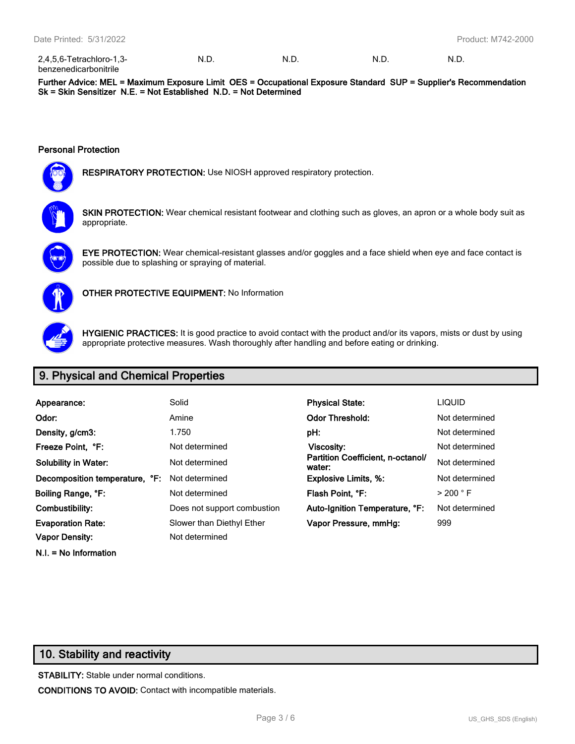| 2,4,5,6-Tetrachloro-1,3-benzenedicarbonitrile | N.D. | N.D. | N.D. | N.D. |
|---|---|---|---|---|

**Further Advice: MEL = Maximum Exposure Limit OES = Occupational Exposure Standard SUP = Supplier's Recommendation Sk = Skin Sensitizer N.E. = Not Established N.D. = Not Determined**

### Personal Protection

**RESPIRATORY PROTECTION:** Use NIOSH approved respiratory protection.

**SKIN PROTECTION:** Wear chemical resistant footwear and clothing such as gloves, an apron or a whole body suit as appropriate.

**EYE PROTECTION:** Wear chemical-resistant glasses and/or goggles and a face shield when eye and face contact is possible due to splashing or spraying of material.

**OTHER PROTECTIVE EQUIPMENT:** No Information

**HYGIENIC PRACTICES:** It is good practice to avoid contact with the product and/or its vapors, mists or dust by using appropriate protective measures. Wash thoroughly after handling and before eating or drinking.

## 9. Physical and Chemical Properties

| | | | |
|---|---|---|---|
| **Appearance:** | Solid | **Physical State:** | LIQUID |
| **Odor:** | Amine | **Odor Threshold:** | Not determined |
| **Density, g/cm3:** | 1.750 | **pH:** | Not determined |
| **Freeze Point, °F:** | Not determined | **Viscosity:** | Not determined |
| **Solubility in Water:** | Not determined | **Partition Coefficient, n-octanol/ water:** | Not determined |
| **Decomposition temperature, °F:** | Not determined | **Explosive Limits, %:** | Not determined |
| **Boiling Range, °F:** | Not determined | **Flash Point, °F:** | > 200 ° F |
| **Combustibility:** | Does not support combustion | **Auto-Ignition Temperature, °F:** | Not determined |
| **Evaporation Rate:** | Slower than Diethyl Ether | **Vapor Pressure, mmHg:** | 999 |
| **Vapor Density:** | Not determined | | |

**N.I. = No Information**

## 10. Stability and reactivity

**STABILITY:** Stable under normal conditions.

**CONDITIONS TO AVOID:** Contact with incompatible materials.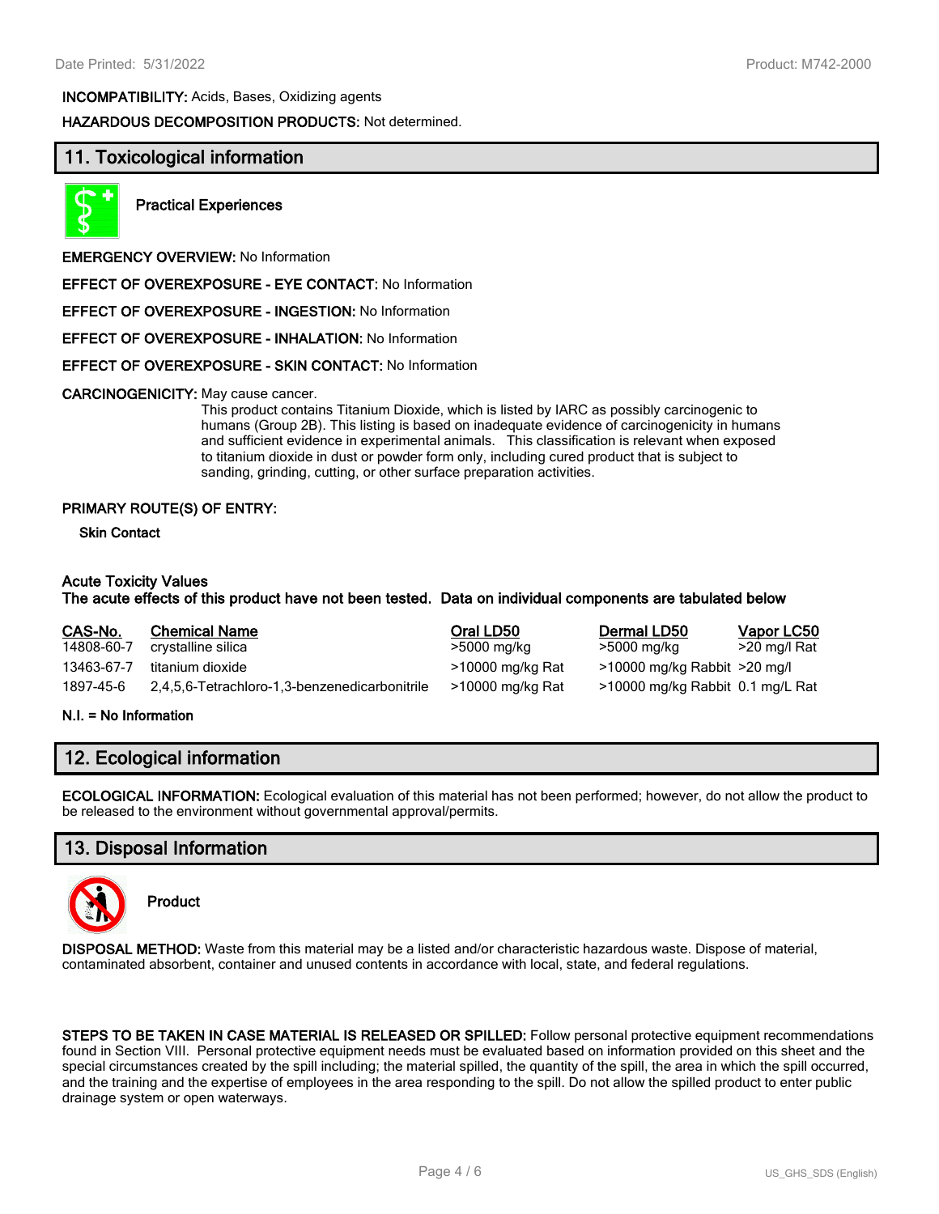**INCOMPATIBILITY:** Acids, Bases, Oxidizing agents

**HAZARDOUS DECOMPOSITION PRODUCTS:** Not determined.

## 11. Toxicological information

**Practical Experiences**

**EMERGENCY OVERVIEW:** No Information

**EFFECT OF OVEREXPOSURE - EYE CONTACT:** No Information

**EFFECT OF OVEREXPOSURE - INGESTION:** No Information

**EFFECT OF OVEREXPOSURE - INHALATION:** No Information

**EFFECT OF OVEREXPOSURE - SKIN CONTACT:** No Information

**CARCINOGENICITY:** May cause cancer.

This product contains Titanium Dioxide, which is listed by IARC as possibly carcinogenic to humans (Group 2B). This listing is based on inadequate evidence of carcinogenicity in humans and sufficient evidence in experimental animals. This classification is relevant when exposed to titanium dioxide in dust or powder form only, including cured product that is subject to sanding, grinding, cutting, or other surface preparation activities.

**PRIMARY ROUTE(S) OF ENTRY:**

**Skin Contact**

**Acute Toxicity Values**
**The acute effects of this product have not been tested. Data on individual components are tabulated below**

| CAS-No. | Chemical Name | Oral LD50 | Dermal LD50 | Vapor LC50 |
|---|---|---|---|---|
| 14808-60-7 | crystalline silica | >5000 mg/kg | >5000 mg/kg | >20 mg/l Rat |
| 13463-67-7 | titanium dioxide | >10000 mg/kg Rat | >10000 mg/kg Rabbit | >20 mg/l |
| 1897-45-6 | 2,4,5,6-Tetrachloro-1,3-benzenedicarbonitrile | >10000 mg/kg Rat | >10000 mg/kg Rabbit | 0.1 mg/L Rat |

**N.I. = No Information**

## 12. Ecological information

**ECOLOGICAL INFORMATION:** Ecological evaluation of this material has not been performed; however, do not allow the product to be released to the environment without governmental approval/permits.

## 13. Disposal Information

**Product**

**DISPOSAL METHOD:** Waste from this material may be a listed and/or characteristic hazardous waste. Dispose of material, contaminated absorbent, container and unused contents in accordance with local, state, and federal regulations.

**STEPS TO BE TAKEN IN CASE MATERIAL IS RELEASED OR SPILLED:** Follow personal protective equipment recommendations found in Section VIII. Personal protective equipment needs must be evaluated based on information provided on this sheet and the special circumstances created by the spill including; the material spilled, the quantity of the spill, the area in which the spill occurred, and the training and the expertise of employees in the area responding to the spill. Do not allow the spilled product to enter public drainage system or open waterways.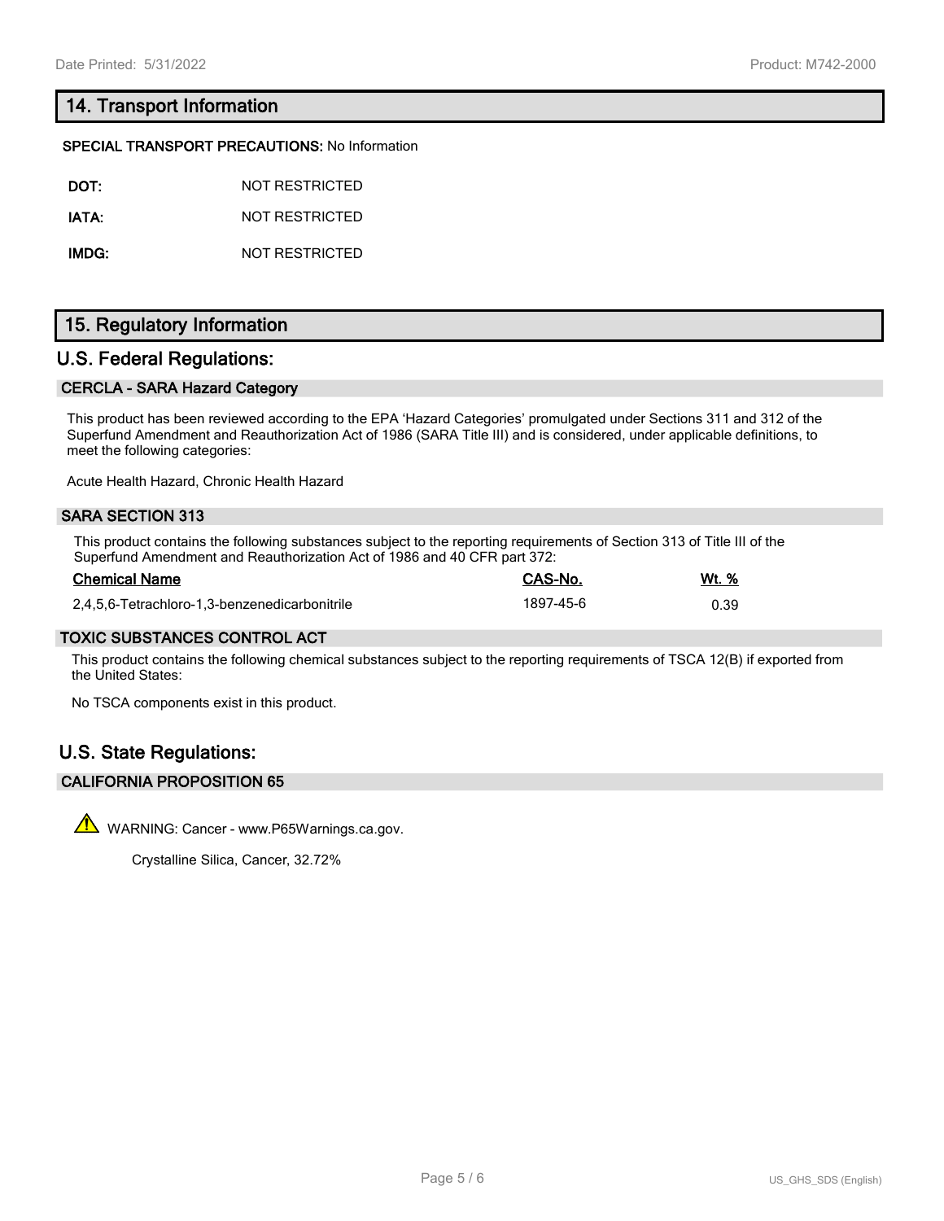## 14. Transport Information

**SPECIAL TRANSPORT PRECAUTIONS:** No Information

| | |
|---|---|
| **DOT:** | NOT RESTRICTED |
| **IATA:** | NOT RESTRICTED |
| **IMDG:** | NOT RESTRICTED |

## 15. Regulatory Information

## U.S. Federal Regulations:

### CERCLA - SARA Hazard Category

This product has been reviewed according to the EPA 'Hazard Categories' promulgated under Sections 311 and 312 of the Superfund Amendment and Reauthorization Act of 1986 (SARA Title III) and is considered, under applicable definitions, to meet the following categories:

Acute Health Hazard, Chronic Health Hazard

### SARA SECTION 313

This product contains the following substances subject to the reporting requirements of Section 313 of Title III of the Superfund Amendment and Reauthorization Act of 1986 and 40 CFR part 372:

| Chemical Name | CAS-No. | Wt. % |
|---|---|---|
| 2,4,5,6-Tetrachloro-1,3-benzenedicarbonitrile | 1897-45-6 | 0.39 |

### TOXIC SUBSTANCES CONTROL ACT

This product contains the following chemical substances subject to the reporting requirements of TSCA 12(B) if exported from the United States:

No TSCA components exist in this product.

## U.S. State Regulations:

### CALIFORNIA PROPOSITION 65

⚠ WARNING: Cancer - www.P65Warnings.ca.gov.

Crystalline Silica, Cancer, 32.72%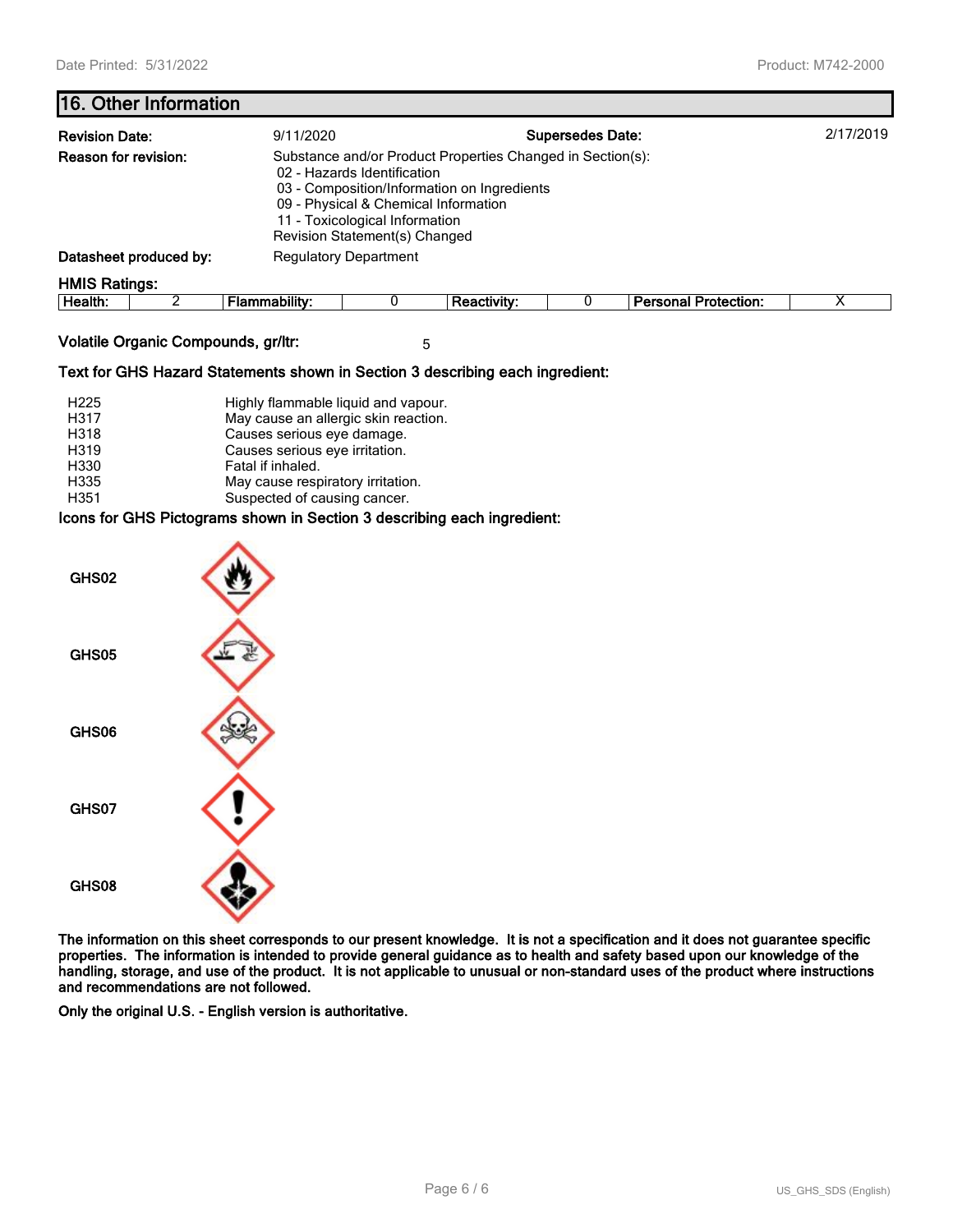## 16. Other Information

**Revision Date:** 9/11/2020 **Supersedes Date:** 2/17/2019

**Reason for revision:** Substance and/or Product Properties Changed in Section(s):
02 - Hazards Identification
03 - Composition/Information on Ingredients
09 - Physical & Chemical Information
11 - Toxicological Information
Revision Statement(s) Changed

**Datasheet produced by:** Regulatory Department

**HMIS Ratings:**

| Health: | 2 | Flammability: | 0 | Reactivity: | 0 | Personal Protection: | X |
|---|---|---|---|---|---|---|---|

**Volatile Organic Compounds, gr/ltr:** 5

**Text for GHS Hazard Statements shown in Section 3 describing each ingredient:**

| | |
|---|---|
| H225 | Highly flammable liquid and vapour. |
| H317 | May cause an allergic skin reaction. |
| H318 | Causes serious eye damage. |
| H319 | Causes serious eye irritation. |
| H330 | Fatal if inhaled. |
| H335 | May cause respiratory irritation. |
| H351 | Suspected of causing cancer. |

**Icons for GHS Pictograms shown in Section 3 describing each ingredient:**

GHS02

GHS05

GHS06

GHS07

GHS08

**The information on this sheet corresponds to our present knowledge. It is not a specification and it does not guarantee specific properties. The information is intended to provide general guidance as to health and safety based upon our knowledge of the handling, storage, and use of the product. It is not applicable to unusual or non-standard uses of the product where instructions and recommendations are not followed.**

**Only the original U.S. - English version is authoritative.**